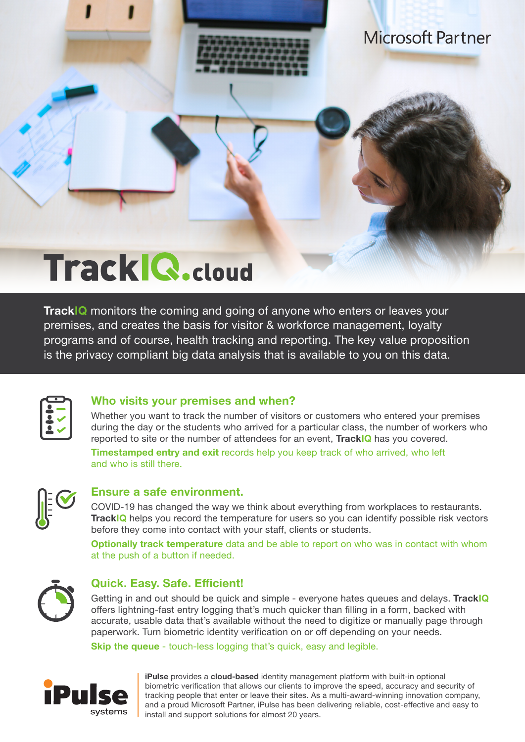Microsoft Partner

# TrackIQ.cloud

**TrackIQ** monitors the coming and going of anyone who enters or leaves your premises, and creates the basis for visitor & workforce management, loyalty programs and of course, health tracking and reporting. The key value proposition is the privacy compliant big data analysis that is available to you on this data.

## Who visits your premises and when?

Whether you want to track the number of visitors or customers who entered your premises during the day or the students who arrived for a particular class, the number of workers who reported to site or the number of attendees for an event, **TrackIQ** has you covered.

**Timestamped entry and exit** records help you keep track of who arrived, who left and who is still there.

## Ensure a safe environment.

COVID-19 has changed the way we think about everything from workplaces to restaurants. **TrackIQ** helps you record the temperature for users so you can identify possible risk vectors before they come into contact with your staff, clients or students.

**Optionally track temperature** data and be able to report on who was in contact with whom at the push of a button if needed.

## Quick. Easy. Safe. Efficient!

Getting in and out should be quick and simple - everyone hates queues and delays. **TrackIQ** offers lightning-fast entry logging that's much quicker than filling in a form, backed with accurate, usable data that's available without the need to digitize or manually page through paperwork. Turn biometric identity verification on or off depending on your needs.

**Skip the queue** - touch-less logging that's quick, easy and legible.

iPulse systems

**iPulse** provides a **cloud-based** identity management platform with built-in optional biometric verification that allows our clients to improve the speed, accuracy and security of tracking people that enter or leave their sites. As a multi-award-winning innovation company, and a proud Microsoft Partner, iPulse has been delivering reliable, cost-effective and easy to install and support solutions for almost 20 years.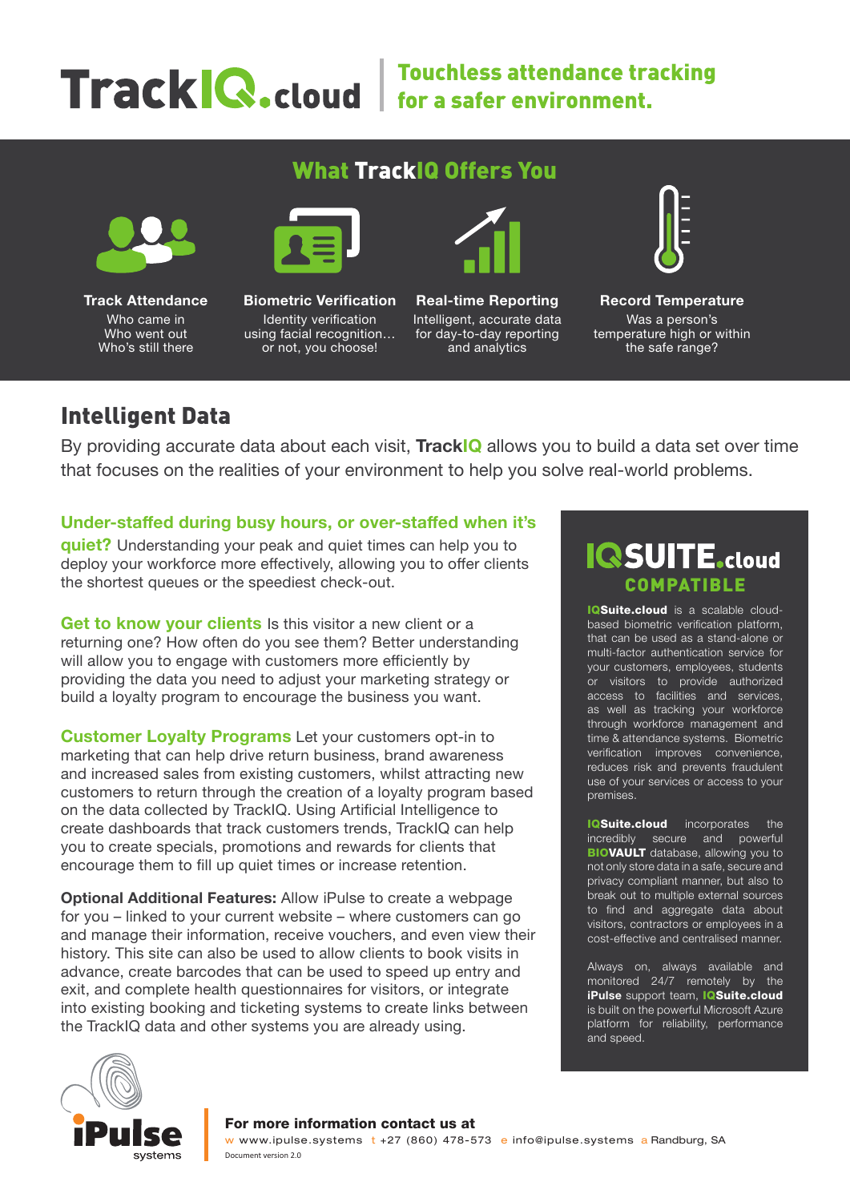# TrackIQ.cloud

**Touchless attendance tracking for a safer environment.**

## What TrackIQ Offers You

**Track Attendance**
Who came in
Who went out
Who's still there

**Biometric Verification**
Identity verification using facial recognition… or not, you choose!

**Real-time Reporting**
Intelligent, accurate data for day-to-day reporting and analytics

**Record Temperature**
Was a person's temperature high or within the safe range?

## Intelligent Data

By providing accurate data about each visit, **TrackIQ** allows you to build a data set over time that focuses on the realities of your environment to help you solve real-world problems.

**Under-staffed during busy hours, or over-staffed when it's quiet?** Understanding your peak and quiet times can help you to deploy your workforce more effectively, allowing you to offer clients the shortest queues or the speediest check-out.

**Get to know your clients** Is this visitor a new client or a returning one? How often do you see them? Better understanding will allow you to engage with customers more efficiently by providing the data you need to adjust your marketing strategy or build a loyalty program to encourage the business you want.

**Customer Loyalty Programs** Let your customers opt-in to marketing that can help drive return business, brand awareness and increased sales from existing customers, whilst attracting new customers to return through the creation of a loyalty program based on the data collected by TrackIQ. Using Artificial Intelligence to create dashboards that track customers trends, TrackIQ can help you to create specials, promotions and rewards for clients that encourage them to fill up quiet times or increase retention.

**Optional Additional Features:** Allow iPulse to create a webpage for you – linked to your current website – where customers can go and manage their information, receive vouchers, and even view their history. This site can also be used to allow clients to book visits in advance, create barcodes that can be used to speed up entry and exit, and complete health questionnaires for visitors, or integrate into existing booking and ticketing systems to create links between the TrackIQ data and other systems you are already using.

## IQSUITE.cloud COMPATIBLE

**IQSuite.cloud** is a scalable cloud-based biometric verification platform, that can be used as a stand-alone or multi-factor authentication service for your customers, employees, students or visitors to provide authorized access to facilities and services, as well as tracking your workforce through workforce management and time & attendance systems. Biometric verification improves convenience, reduces risk and prevents fraudulent use of your services or access to your premises.

**IQSuite.cloud** incorporates the incredibly secure and powerful **BIOVAULT** database, allowing you to not only store data in a safe, secure and privacy compliant manner, but also to break out to multiple external sources to find and aggregate data about visitors, contractors or employees in a cost-effective and centralised manner.

Always on, always available and monitored 24/7 remotely by the **iPulse** support team, **IQSuite.cloud** is built on the powerful Microsoft Azure platform for reliability, performance and speed.

iPulse systems

**For more information contact us at**

w www.ipulse.systems t +27 (860) 478-573 e info@ipulse.systems a Randburg, SA

Document version 2.0